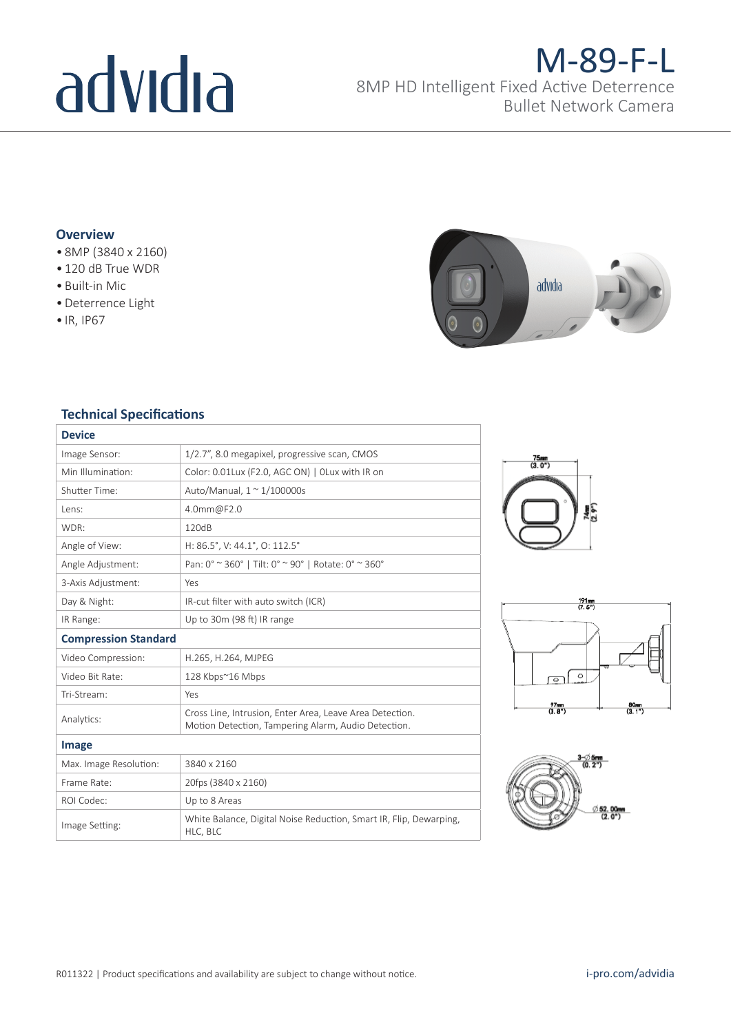# M-89-F-L

8MP HD Intelligent Fixed Active Deterrence Bullet Network Camera

## Overview

- 8MP (3840 x 2160)
- 120 dB True WDR
- Built-in Mic
- Deterrence Light
- IR, IP67

## Technical Specifications

| **Device** | |
|---|---|
| Image Sensor: | 1/2.7", 8.0 megapixel, progressive scan, CMOS |
| Min Illumination: | Color: 0.01Lux (F2.0, AGC ON) \| 0Lux with IR on |
| Shutter Time: | Auto/Manual, 1 ~ 1/100000s |
| Lens: | 4.0mm@F2.0 |
| WDR: | 120dB |
| Angle of View: | H: 86.5°, V: 44.1°, O: 112.5° |
| Angle Adjustment: | Pan: 0° ~ 360° \| Tilt: 0° ~ 90° \| Rotate: 0° ~ 360° |
| 3-Axis Adjustment: | Yes |
| Day & Night: | IR-cut filter with auto switch (ICR) |
| IR Range: | Up to 30m (98 ft) IR range |
| **Compression Standard** | |
| Video Compression: | H.265, H.264, MJPEG |
| Video Bit Rate: | 128 Kbps~16 Mbps |
| Tri-Stream: | Yes |
| Analytics: | Cross Line, Intrusion, Enter Area, Leave Area Detection. Motion Detection, Tampering Alarm, Audio Detection. |
| **Image** | |
| Max. Image Resolution: | 3840 x 2160 |
| Frame Rate: | 20fps (3840 x 2160) |
| ROI Codec: | Up to 8 Areas |
| Image Setting: | White Balance, Digital Noise Reduction, Smart IR, Flip, Dewarping, HLC, BLC |

75mm (3.0")

74mm (2.9")

191mm (7.5")

97mm (3.8")

80mm (3.1")

3-∅5mm (0.2")

∅52.00mm (2.0")

R011322 | Product specifications and availability are subject to change without notice.

i-pro.com/advidia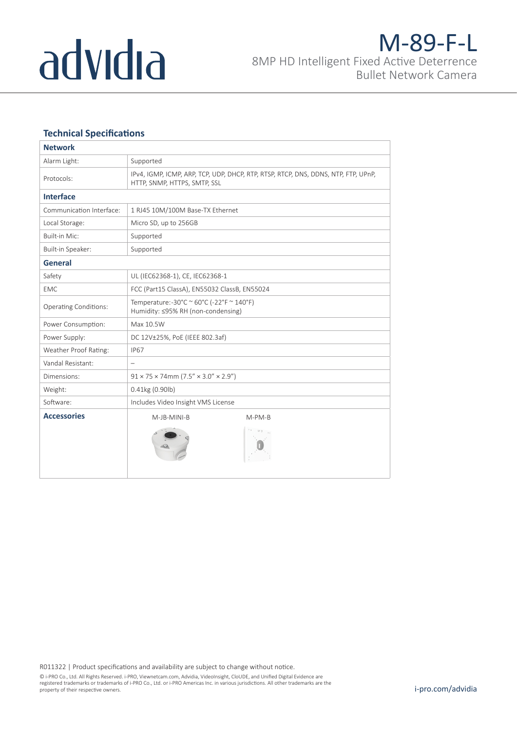# M-89-F-L

8MP HD Intelligent Fixed Active Deterrence Bullet Network Camera

## Technical Specifications

| | |
|---|---|
| **Network** | |
| Alarm Light: | Supported |
| Protocols: | IPv4, IGMP, ICMP, ARP, TCP, UDP, DHCP, RTP, RTSP, RTCP, DNS, DDNS, NTP, FTP, UPnP, HTTP, SNMP, HTTPS, SMTP, SSL |
| **Interface** | |
| Communication Interface: | 1 RJ45 10M/100M Base-TX Ethernet |
| Local Storage: | Micro SD, up to 256GB |
| Built-in Mic: | Supported |
| Built-in Speaker: | Supported |
| **General** | |
| Safety | UL (IEC62368-1), CE, IEC62368-1 |
| EMC | FCC (Part15 ClassA), EN55032 ClassB, EN55024 |
| Operating Conditions: | Temperature:-30°C ~ 60°C (-22°F ~ 140°F)<br>Humidity: ≤95% RH (non-condensing) |
| Power Consumption: | Max 10.5W |
| Power Supply: | DC 12V±25%, PoE (IEEE 802.3af) |
| Weather Proof Rating: | IP67 |
| Vandal Resistant: | – |
| Dimensions: | 91 × 75 × 74mm (7.5" × 3.0" × 2.9") |
| Weight: | 0.41kg (0.90lb) |
| Software: | Includes Video Insight VMS License |
| **Accessories** | M-JB-MINI-B, M-PM-B |

R011322 | Product specifications and availability are subject to change without notice.

© i-PRO Co., Ltd. All Rights Reserved. i-PRO, Viewnetcam.com, Advidia, VideoInsight, CloUDE, and Unified Digital Evidence are registered trademarks or trademarks of i-PRO Co., Ltd. or i-PRO Americas Inc. in various jurisdictions. All other trademarks are the property of their respective owners.

i-pro.com/advidia